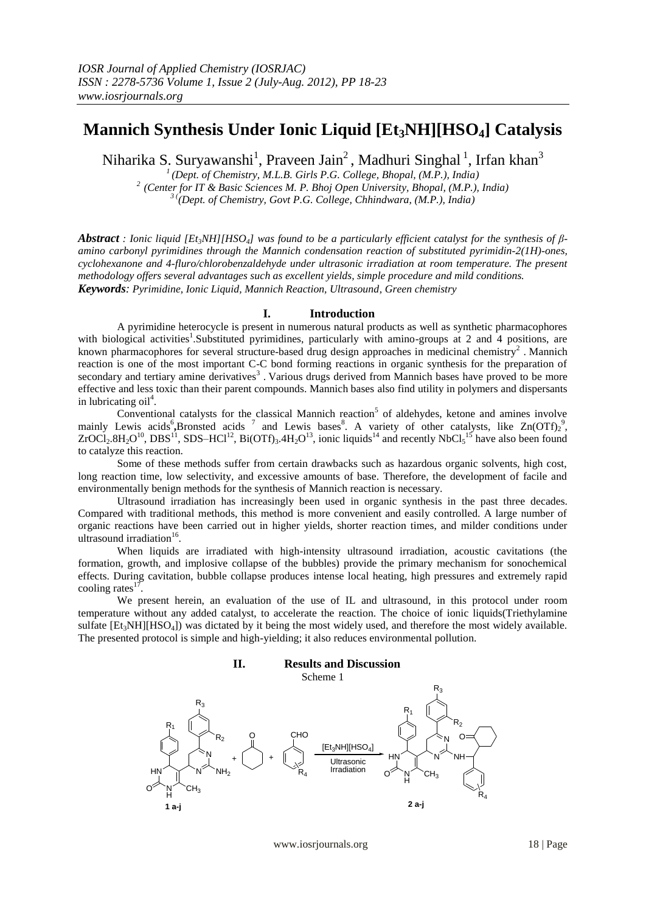# Mannich Synthesis Under Ionic Liquid $[Et_3NH][HSO_4]$ Catalysis

Niharika S. Suryawanshi[1], Praveen Jain[2], Madhuri Singhal[1], Irfan khan[3]

[1] *(Dept. of Chemistry, M.L.B. Girls P.G. College, Bhopal, (M.P.), India)*
[2] *(Center for IT & Basic Sciences M. P. Bhoj Open University, Bhopal, (M.P.), India)*
[3] *(Dept. of Chemistry, Govt P.G. College, Chhindwara, (M.P.), India)*

***Abstract*** *: Ionic liquid $[Et_3NH][HSO_4]$ was found to be a particularly efficient catalyst for the synthesis of β-amino carbonyl pyrimidines through the Mannich condensation reaction of substituted pyrimidin-2(1H)-ones, cyclohexanone and 4-fluro/chlorobenzaldehyde under ultrasonic irradiation at room temperature. The present methodology offers several advantages such as excellent yields, simple procedure and mild conditions.*
***Keywords****: Pyrimidine, Ionic Liquid, Mannich Reaction, Ultrasound, Green chemistry*

## I. Introduction

A pyrimidine heterocycle is present in numerous natural products as well as synthetic pharmacophores with biological activities[1].Substituted pyrimidines, particularly with amino-groups at 2 and 4 positions, are known pharmacophores for several structure-based drug design approaches in medicinal chemistry[2] . Mannich reaction is one of the most important C-C bond forming reactions in organic synthesis for the preparation of secondary and tertiary amine derivatives[3] . Various drugs derived from Mannich bases have proved to be more effective and less toxic than their parent compounds. Mannich bases also find utility in polymers and dispersants in lubricating oil[4].

Conventional catalysts for the classical Mannich reaction[5] of aldehydes, ketone and amines involve mainly Lewis acids[6],Bronsted acids [7] and Lewis bases[8]. A variety of other catalysts, like $Zn(OTf)_2$[9], $ZrOCl_2.8H_2O$[10], DBS[11], SDS–HCl[12], $Bi(OTf)_3.4H_2O$[13], ionic liquids[14] and recently $NbCl_5$[15] have also been found to catalyze this reaction.

Some of these methods suffer from certain drawbacks such as hazardous organic solvents, high cost, long reaction time, low selectivity, and excessive amounts of base. Therefore, the development of facile and environmentally benign methods for the synthesis of Mannich reaction is necessary.

Ultrasound irradiation has increasingly been used in organic synthesis in the past three decades. Compared with traditional methods, this method is more convenient and easily controlled. A large number of organic reactions have been carried out in higher yields, shorter reaction times, and milder conditions under ultrasound irradiation[16].

When liquids are irradiated with high-intensity ultrasound irradiation, acoustic cavitations (the formation, growth, and implosive collapse of the bubbles) provide the primary mechanism for sonochemical effects. During cavitation, bubble collapse produces intense local heating, high pressures and extremely rapid cooling rates[17].

We present herein, an evaluation of the use of IL and ultrasound, in this protocol under room temperature without any added catalyst, to accelerate the reaction. The choice of ionic liquids(Triethylamine sulfate $[Et_3NH][HSO_4]$) was dictated by it being the most widely used, and therefore the most widely available. The presented protocol is simple and high-yielding; it also reduces environmental pollution.

## II. Results and Discussion

Scheme 1

R3 R2 R1 HN O N H CH3 N N NH2 + O + CHO R4 $[Et_3NH][HSO_4]$ Ultrasonic Irradiation → O NH R4

**1 a-j** **2 a-j**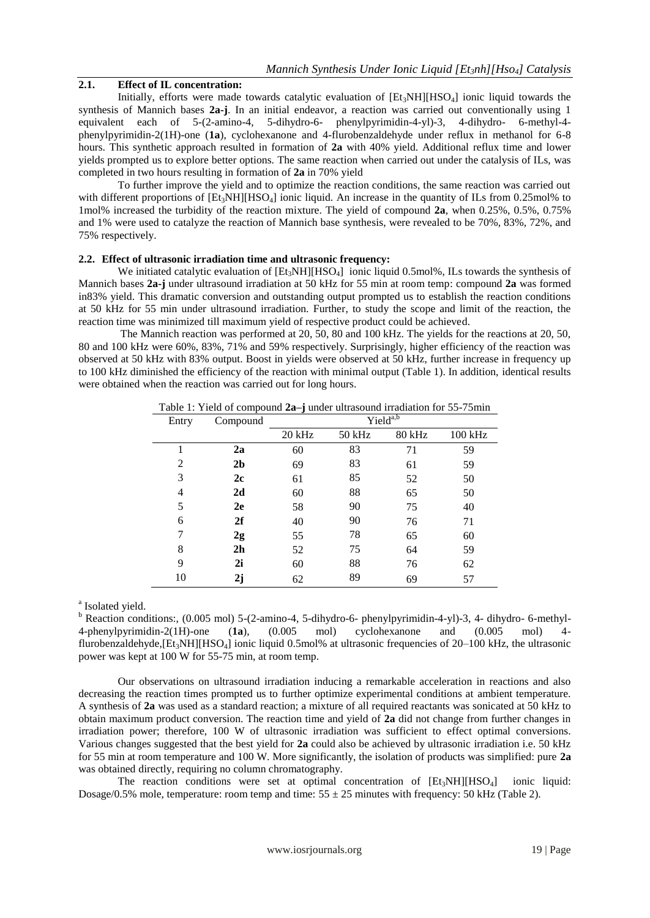## 2.1. Effect of IL concentration:

Initially, efforts were made towards catalytic evaluation of $[Et_3NH][HSO_4]$ ionic liquid towards the synthesis of Mannich bases **2a-j**. In an initial endeavor, a reaction was carried out conventionally using 1 equivalent each of 5-(2-amino-4, 5-dihydro-6- phenylpyrimidin-4-yl)-3, 4-dihydro- 6-methyl-4-phenylpyrimidin-2(1H)-one (**1a**), cyclohexanone and 4-flurobenzaldehyde under reflux in methanol for 6-8 hours. This synthetic approach resulted in formation of **2a** with 40% yield. Additional reflux time and lower yields prompted us to explore better options. The same reaction when carried out under the catalysis of ILs, was completed in two hours resulting in formation of **2a** in 70% yield

To further improve the yield and to optimize the reaction conditions, the same reaction was carried out with different proportions of $[Et_3NH][HSO_4]$ ionic liquid. An increase in the quantity of ILs from 0.25mol% to 1mol% increased the turbidity of the reaction mixture. The yield of compound **2a**, when 0.25%, 0.5%, 0.75% and 1% were used to catalyze the reaction of Mannich base synthesis, were revealed to be 70%, 83%, 72%, and 75% respectively.

## 2.2. Effect of ultrasonic irradiation time and ultrasonic frequency:

We initiated catalytic evaluation of $[Et_3NH][HSO_4]$ ionic liquid 0.5mol%, ILs towards the synthesis of Mannich bases **2a-j** under ultrasound irradiation at 50 kHz for 55 min at room temp: compound **2a** was formed in83% yield. This dramatic conversion and outstanding output prompted us to establish the reaction conditions at 50 kHz for 55 min under ultrasound irradiation. Further, to study the scope and limit of the reaction, the reaction time was minimized till maximum yield of respective product could be achieved.

The Mannich reaction was performed at 20, 50, 80 and 100 kHz. The yields for the reactions at 20, 50, 80 and 100 kHz were 60%, 83%, 71% and 59% respectively. Surprisingly, higher efficiency of the reaction was observed at 50 kHz with 83% output. Boost in yields were observed at 50 kHz, further increase in frequency up to 100 kHz diminished the efficiency of the reaction with minimal output (Table 1). In addition, identical results were obtained when the reaction was carried out for long hours.

Table 1: Yield of compound **2a–j** under ultrasound irradiation for 55-75min

| Entry | Compound | Yield[a,b] | | | |
|---|---|---|---|---|---|
| | | 20 kHz | 50 kHz | 80 kHz | 100 kHz |
| 1 | **2a** | 60 | 83 | 71 | 59 |
| 2 | **2b** | 69 | 83 | 61 | 59 |
| 3 | **2c** | 61 | 85 | 52 | 50 |
| 4 | **2d** | 60 | 88 | 65 | 50 |
| 5 | **2e** | 58 | 90 | 75 | 40 |
| 6 | **2f** | 40 | 90 | 76 | 71 |
| 7 | **2g** | 55 | 78 | 65 | 60 |
| 8 | **2h** | 52 | 75 | 64 | 59 |
| 9 | **2i** | 60 | 88 | 76 | 62 |
| 10 | **2j** | 62 | 89 | 69 | 57 |

[a] Isolated yield.

[b] Reaction conditions:, (0.005 mol) 5-(2-amino-4, 5-dihydro-6- phenylpyrimidin-4-yl)-3, 4- dihydro- 6-methyl-4-phenylpyrimidin-2(1H)-one (**1a**), (0.005 mol) cyclohexanone and (0.005 mol) 4-flurobenzaldehyde,$[Et_3NH][HSO_4]$ ionic liquid 0.5mol% at ultrasonic frequencies of 20–100 kHz, the ultrasonic power was kept at 100 W for 55-75 min, at room temp.

Our observations on ultrasound irradiation inducing a remarkable acceleration in reactions and also decreasing the reaction times prompted us to further optimize experimental conditions at ambient temperature. A synthesis of **2a** was used as a standard reaction; a mixture of all required reactants was sonicated at 50 kHz to obtain maximum product conversion. The reaction time and yield of **2a** did not change from further changes in irradiation power; therefore, 100 W of ultrasonic irradiation was sufficient to effect optimal conversions. Various changes suggested that the best yield for **2a** could also be achieved by ultrasonic irradiation i.e. 50 kHz for 55 min at room temperature and 100 W. More significantly, the isolation of products was simplified: pure **2a** was obtained directly, requiring no column chromatography.

The reaction conditions were set at optimal concentration of $[Et_3NH][HSO_4]$ ionic liquid: Dosage/0.5% mole, temperature: room temp and time: $55 \pm 25$ minutes with frequency: 50 kHz (Table 2).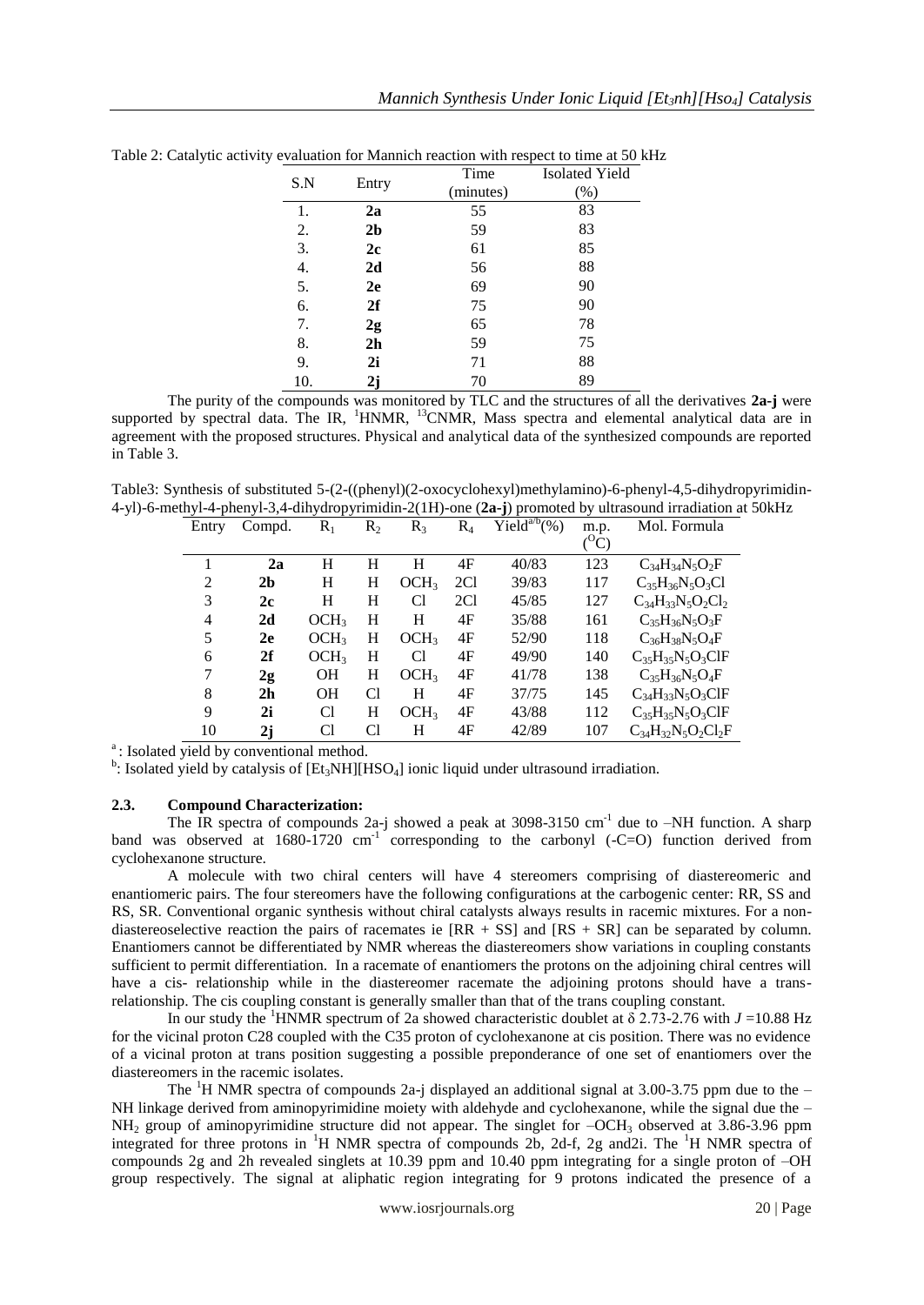Table 2: Catalytic activity evaluation for Mannich reaction with respect to time at 50 kHz

| S.N | Entry | Time (minutes) | Isolated Yield (%) |
|---|---|---|---|
| 1. | **2a** | 55 | 83 |
| 2. | **2b** | 59 | 83 |
| 3. | **2c** | 61 | 85 |
| 4. | **2d** | 56 | 88 |
| 5. | **2e** | 69 | 90 |
| 6. | **2f** | 75 | 90 |
| 7. | **2g** | 65 | 78 |
| 8. | **2h** | 59 | 75 |
| 9. | **2i** | 71 | 88 |
| 10. | **2j** | 70 | 89 |

The purity of the compounds was monitored by TLC and the structures of all the derivatives **2a-j** were supported by spectral data. The IR, [1]HNMR, [13]CNMR, Mass spectra and elemental analytical data are in agreement with the proposed structures. Physical and analytical data of the synthesized compounds are reported in Table 3.

Table3: Synthesis of substituted 5-(2-((phenyl)(2-oxocyclohexyl)methylamino)-6-phenyl-4,5-dihydropyrimidin-4-yl)-6-methyl-4-phenyl-3,4-dihydropyrimidin-2(1H)-one (**2a-j**) promoted by ultrasound irradiation at 50kHz

| Entry | Compd. | $R_1$ | $R_2$ | $R_3$ | $R_4$ | Yield[a/b](%) | m.p. (°C) | Mol. Formula |
|---|---|---|---|---|---|---|---|---|
| 1 | **2a** | H | H | H | 4F | 40/83 | 123 | $C_{34}H_{34}N_5O_2F$ |
| 2 | **2b** | H | H | $OCH_3$ | 2Cl | 39/83 | 117 | $C_{35}H_{36}N_5O_3Cl$ |
| 3 | **2c** | H | H | Cl | 2Cl | 45/85 | 127 | $C_{34}H_{33}N_5O_2Cl_2$ |
| 4 | **2d** | $OCH_3$ | H | H | 4F | 35/88 | 161 | $C_{35}H_{36}N_5O_3F$ |
| 5 | **2e** | $OCH_3$ | H | $OCH_3$ | 4F | 52/90 | 118 | $C_{36}H_{38}N_5O_4F$ |
| 6 | **2f** | $OCH_3$ | H | Cl | 4F | 49/90 | 140 | $C_{35}H_{35}N_5O_3ClF$ |
| 7 | **2g** | OH | H | $OCH_3$ | 4F | 41/78 | 138 | $C_{35}H_{36}N_5O_4F$ |
| 8 | **2h** | OH | Cl | H | 4F | 37/75 | 145 | $C_{34}H_{33}N_5O_3ClF$ |
| 9 | **2i** | Cl | H | $OCH_3$ | 4F | 43/88 | 112 | $C_{35}H_{35}N_5O_3ClF$ |
| 10 | **2j** | Cl | Cl | H | 4F | 42/89 | 107 | $C_{34}H_{32}N_5O_2Cl_2F$ |

[a]: Isolated yield by conventional method.

[b]: Isolated yield by catalysis of $[Et_3NH][HSO_4]$ ionic liquid under ultrasound irradiation.

### 2.3. Compound Characterization:

The IR spectra of compounds 2a-j showed a peak at 3098-3150 $cm^{-1}$ due to –NH function. A sharp band was observed at 1680-1720 $cm^{-1}$ corresponding to the carbonyl (-C=O) function derived from cyclohexanone structure.

A molecule with two chiral centers will have 4 stereomers comprising of diastereomeric and enantiomeric pairs. The four stereomers have the following configurations at the carbogenic center: RR, SS and RS, SR. Conventional organic synthesis without chiral catalysts always results in racemic mixtures. For a non-diastereoselective reaction the pairs of racemates ie [RR + SS] and [RS + SR] can be separated by column. Enantiomers cannot be differentiated by NMR whereas the diastereomers show variations in coupling constants sufficient to permit differentiation. In a racemate of enantiomers the protons on the adjoining chiral centres will have a cis- relationship while in the diastereomer racemate the adjoining protons should have a trans-relationship. The cis coupling constant is generally smaller than that of the trans coupling constant.

In our study the [1]HNMR spectrum of 2a showed characteristic doublet at δ 2.73-2.76 with $J$ =10.88 Hz for the vicinal proton C28 coupled with the C35 proton of cyclohexanone at cis position. There was no evidence of a vicinal proton at trans position suggesting a possible preponderance of one set of enantiomers over the diastereomers in the racemic isolates.

The [1]H NMR spectra of compounds 2a-j displayed an additional signal at 3.00-3.75 ppm due to the –NH linkage derived from aminopyrimidine moiety with aldehyde and cyclohexanone, while the signal due the –$NH_2$ group of aminopyrimidine structure did not appear. The singlet for –$OCH_3$ observed at 3.86-3.96 ppm integrated for three protons in [1]H NMR spectra of compounds 2b, 2d-f, 2g and2i. The [1]H NMR spectra of compounds 2g and 2h revealed singlets at 10.39 ppm and 10.40 ppm integrating for a single proton of –OH group respectively. The signal at aliphatic region integrating for 9 protons indicated the presence of a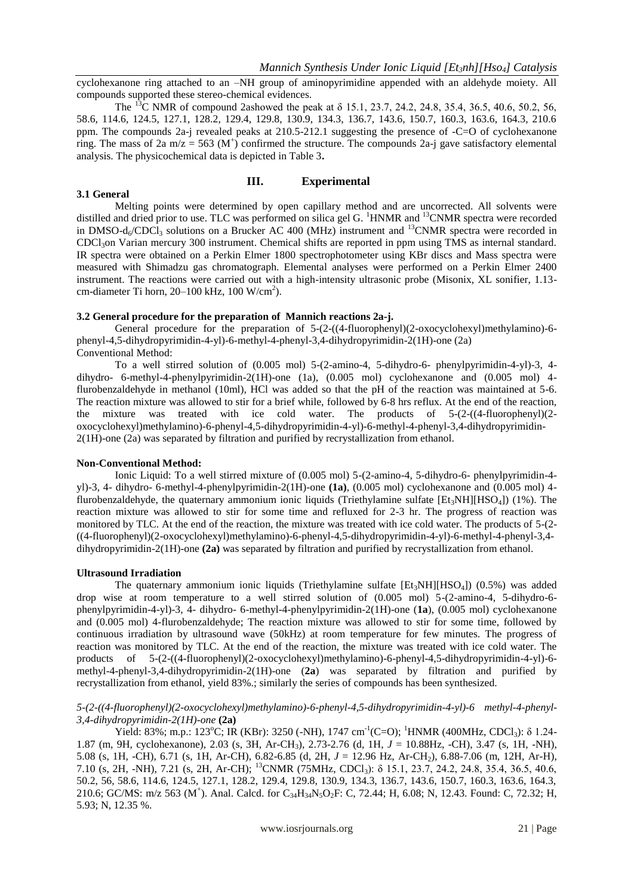cyclohexanone ring attached to an –NH group of aminopyrimidine appended with an aldehyde moiety. All compounds supported these stereo-chemical evidences.

The $^{13}$C NMR of compound 2ashowed the peak at δ 15.1, 23.7, 24.2, 24.8, 35.4, 36.5, 40.6, 50.2, 56, 58.6, 114.6, 124.5, 127.1, 128.2, 129.4, 129.8, 130.9, 134.3, 136.7, 143.6, 150.7, 160.3, 163.6, 164.3, 210.6 ppm. The compounds 2a-j revealed peaks at 210.5-212.1 suggesting the presence of -C=O of cyclohexanone ring. The mass of 2a m/z = 563 ($M^+$) confirmed the structure. The compounds 2a-j gave satisfactory elemental analysis. The physicochemical data is depicted in Table 3**.**

## III. Experimental

### 3.1 General

Melting points were determined by open capillary method and are uncorrected. All solvents were distilled and dried prior to use. TLC was performed on silica gel G. $^1$HNMR and $^{13}$CNMR spectra were recorded in DMSO-$d_6$/$CDCl_3$ solutions on a Brucker AC 400 (MHz) instrument and $^{13}$CNMR spectra were recorded in $CDCl_3$on Varian mercury 300 instrument. Chemical shifts are reported in ppm using TMS as internal standard. IR spectra were obtained on a Perkin Elmer 1800 spectrophotometer using KBr discs and Mass spectra were measured with Shimadzu gas chromatograph. Elemental analyses were performed on a Perkin Elmer 2400 instrument. The reactions were carried out with a high-intensity ultrasonic probe (Misonix, XL sonifier, 1.13-cm-diameter Ti horn, 20–100 kHz, 100 W/cm$^2$).

### 3.2 General procedure for the preparation of Mannich reactions 2a-j.

General procedure for the preparation of 5-(2-((4-fluorophenyl)(2-oxocyclohexyl)methylamino)-6-phenyl-4,5-dihydropyrimidin-4-yl)-6-methyl-4-phenyl-3,4-dihydropyrimidin-2(1H)-one (2a)

Conventional Method:

To a well stirred solution of (0.005 mol) 5-(2-amino-4, 5-dihydro-6- phenylpyrimidin-4-yl)-3, 4-dihydro- 6-methyl-4-phenylpyrimidin-2(1H)-one (1a), (0.005 mol) cyclohexanone and (0.005 mol) 4-flurobenzaldehyde in methanol (10ml), HCl was added so that the pH of the reaction was maintained at 5-6. The reaction mixture was allowed to stir for a brief while, followed by 6-8 hrs reflux. At the end of the reaction, the mixture was treated with ice cold water. The products of 5-(2-((4-fluorophenyl)(2-oxocyclohexyl)methylamino)-6-phenyl-4,5-dihydropyrimidin-4-yl)-6-methyl-4-phenyl-3,4-dihydropyrimidin-2(1H)-one (2a) was separated by filtration and purified by recrystallization from ethanol.

**Non-Conventional Method:**

Ionic Liquid: To a well stirred mixture of (0.005 mol) 5-(2-amino-4, 5-dihydro-6- phenylpyrimidin-4-yl)-3, 4- dihydro- 6-methyl-4-phenylpyrimidin-2(1H)-one **(1a)**, (0.005 mol) cyclohexanone and (0.005 mol) 4-flurobenzaldehyde, the quaternary ammonium ionic liquids (Triethylamine sulfate [$Et_3NH$][$HSO_4$]) (1%). The reaction mixture was allowed to stir for some time and refluxed for 2-3 hr. The progress of reaction was monitored by TLC. At the end of the reaction, the mixture was treated with ice cold water. The products of 5-(2-((4-fluorophenyl)(2-oxocyclohexyl)methylamino)-6-phenyl-4,5-dihydropyrimidin-4-yl)-6-methyl-4-phenyl-3,4-dihydropyrimidin-2(1H)-one **(2a)** was separated by filtration and purified by recrystallization from ethanol.

**Ultrasound Irradiation**

The quaternary ammonium ionic liquids (Triethylamine sulfate [$Et_3NH$][$HSO_4$]) (0.5%) was added drop wise at room temperature to a well stirred solution of (0.005 mol) 5-(2-amino-4, 5-dihydro-6-phenylpyrimidin-4-yl)-3, 4- dihydro- 6-methyl-4-phenylpyrimidin-2(1H)-one (**1a**), (0.005 mol) cyclohexanone and (0.005 mol) 4-flurobenzaldehyde; The reaction mixture was allowed to stir for some time, followed by continuous irradiation by ultrasound wave (50kHz) at room temperature for few minutes. The progress of reaction was monitored by TLC. At the end of the reaction, the mixture was treated with ice cold water. The products of 5-(2-((4-fluorophenyl)(2-oxocyclohexyl)methylamino)-6-phenyl-4,5-dihydropyrimidin-4-yl)-6-methyl-4-phenyl-3,4-dihydropyrimidin-2(1H)-one (**2a**) was separated by filtration and purified by recrystallization from ethanol, yield 83%.; similarly the series of compounds has been synthesized.

*5-(2-((4-fluorophenyl)(2-oxocyclohexyl)methylamino)-6-phenyl-4,5-dihydropyrimidin-4-yl)-6 methyl-4-phenyl-3,4-dihydropyrimidin-2(1H)-one* **(2a)**

Yield: 83%; m.p.: 123$^o$C; IR (KBr): 3250 (-NH), 1747 cm$^{-1}$(C=O); $^1$HNMR (400MHz, $CDCl_3$): δ 1.24-1.87 (m, 9H, cyclohexanone), 2.03 (s, 3H, Ar-$CH_3$), 2.73-2.76 (d, 1H, $J$ = 10.88Hz, -CH), 3.47 (s, 1H, -NH), 5.08 (s, 1H, -CH), 6.71 (s, 1H, Ar-CH), 6.82-6.85 (d, 2H, $J$ = 12.96 Hz, Ar-$CH_2$), 6.88-7.06 (m, 12H, Ar-H), 7.10 (s, 2H, -NH), 7.21 (s, 2H, Ar-CH); $^{13}$CNMR (75MHz, $CDCl_3$): δ 15.1, 23.7, 24.2, 24.8, 35.4, 36.5, 40.6, 50.2, 56, 58.6, 114.6, 124.5, 127.1, 128.2, 129.4, 129.8, 130.9, 134.3, 136.7, 143.6, 150.7, 160.3, 163.6, 164.3, 210.6; GC/MS: m/z 563 ($M^+$). Anal. Calcd. for $C_{34}H_{34}N_5O_2F$: C, 72.44; H, 6.08; N, 12.43. Found: C, 72.32; H, 5.93; N, 12.35 %.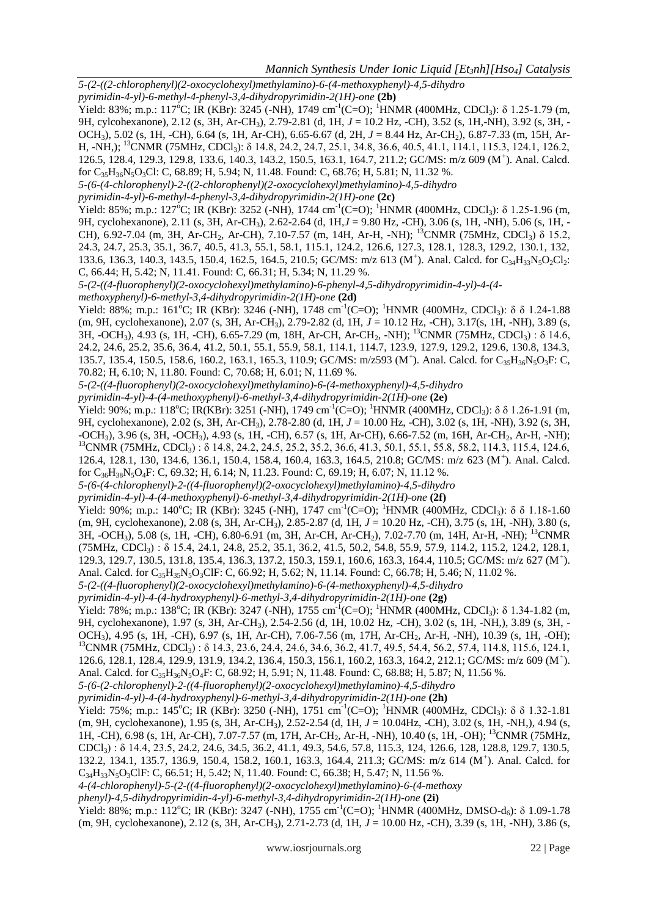*5-(2-((2-chlorophenyl)(2-oxocyclohexyl)methylamino)-6-(4-methoxyphenyl)-4,5-dihydro pyrimidin-4-yl)-6-methyl-4-phenyl-3,4-dihydropyrimidin-2(1H)-one* **(2b)**

Yield: 83%; m.p.: 117°C; IR (KBr): 3245 (-NH), 1749 $cm^{-1}$(C=O); $^1$HNMR (400MHz, $CDCl_3$): δ 1.25-1.79 (m, 9H, cylcohexanone), 2.12 (s, 3H, Ar-$CH_3$), 2.79-2.81 (d, 1H, $J$ = 10.2 Hz, -CH), 3.52 (s, 1H,-NH), 3.92 (s, 3H, -$OCH_3$), 5.02 (s, 1H, -CH), 6.64 (s, 1H, Ar-CH), 6.65-6.67 (d, 2H, $J$ = 8.44 Hz, Ar-$CH_2$), 6.87-7.33 (m, 15H, Ar-H, -NH,); $^{13}$CNMR (75MHz, $CDCl_3$): δ 14.8, 24.2, 24.7, 25.1, 34.8, 36.6, 40.5, 41.1, 114.1, 115.3, 124.1, 126.2, 126.5, 128.4, 129.3, 129.8, 133.6, 140.3, 143.2, 150.5, 163.1, 164.7, 211.2; GC/MS: m/z 609 ($M^+$). Anal. Calcd. for $C_{35}H_{36}N_5O_3Cl$: C, 68.89; H, 5.94; N, 11.48. Found: C, 68.76; H, 5.81; N, 11.32 %.

*5-(6-(4-chlorophenyl)-2-((2-chlorophenyl)(2-oxocyclohexyl)methylamino)-4,5-dihydro pyrimidin-4-yl)-6-methyl-4-phenyl-3,4-dihydropyrimidin-2(1H)-one* **(2c)**

Yield: 85%; m.p.: 127°C; IR (KBr): 3252 (-NH), 1748 $cm^{-1}$(C=O); $^1$HNMR (400MHz, $CDCl_3$): δ 1.25-1.96 (m, 9H, cyclohexanone), 2.11 (s, 3H, Ar-$CH_3$), 2.62-2.64 (d, 1H,$J$ = 9.80 Hz, -CH), 3.06 (s, 1H, -NH), 5.06 (s, 1H, -CH), 6.92-7.04 (m, 3H, Ar-$CH_2$, Ar-CH), 7.10-7.57 (m, 14H, Ar-H, -NH); $^{13}$CNMR (75MHz, $CDCl_3$) δ 15.2, 24.3, 24.7, 25.3, 35.1, 36.7, 40.5, 41.3, 55.1, 58.1, 115.1, 124.2, 126.6, 127.3, 128.1, 128.3, 129.2, 130.1, 132, 133.6, 136.3, 140.3, 143.5, 150.4, 162.5, 164.5, 210.5; GC/MS: m/z 613 ($M^+$). Anal. Calcd. for $C_{34}H_{33}N_5O_2Cl_2$: C, 66.44; H, 5.42; N, 11.41. Found: C, 66.31; H, 5.34; N, 11.29 %.

*5-(2-((4-fluorophenyl)(2-oxocyclohexyl)methylamino)-6-phenyl-4,5-dihydropyrimidin-4-yl)-4-(4-methoxyphenyl)-6-methyl-3,4-dihydropyrimidin-2(1H)-one* **(2d)**

Yield: 88%; m.p.: 161°C; IR (KBr): 3246 (-NH), 1744 $cm^{-1}$(C=O); $^1$HNMR (400MHz, $CDCl_3$): δ δ 1.24-1.88 (m, 9H, cyclohexanone), 2.07 (s, 3H, Ar-$CH_3$), 2.79-2.82 (d, 1H, $J$ = 10.12 Hz, -CH), 3.17(s, 1H, -NH), 3.89 (s, 3H, -$OCH_3$), 4.93 (s, 1H, -CH), 6.65-7.29 (m, 18H, Ar-CH, Ar-$CH_2$, -NH); $^{13}$CNMR (75MHz, $CDCl_3$) : δ 14.6, 24.2, 24.6, 25.2, 35.6, 36.4, 41.2, 50.1, 55.1, 55.9, 58.1, 114.1, 114.7, 123.9, 127.9, 129.2, 129.6, 130.8, 134.3, 135.7, 135.4, 150.5, 158.6, 160.2, 163.1, 165.3, 110.9; GC/MS: m/z593 ($M^+$). Anal. Calcd. for $C_{35}H_{36}N_5O_3F$: C, 70.82; H, 6.10; N, 11.80. Found: C, 70.68; H, 6.01; N, 11.69 %.

*5-(2-((4-fluorophenyl)(2-oxocyclohexyl)methylamino)-6-(4-methoxyphenyl)-4,5-dihydro pyrimidin-4-yl)-4-(4-methoxyphenyl)-6-methyl-3,4-dihydropyrimidin-2(1H)-one* **(2e)**

Yield: 90%; m.p.: 118°C; IR(KBr): 3251 (-NH), 1749 $cm^{-1}$(C=O); $^1$HNMR (400MHz, $CDCl_3$): δ δ 1.26-1.91 (m, 9H, cyclohexanone), 2.02 (s, 3H, Ar-$CH_3$), 2.78-2.80 (d, 1H, $J$ = 10.00 Hz, -CH), 3.02 (s, 1H, -NH), 3.92 (s, 3H, -$OCH_3$), 3.96 (s, 3H, -$OCH_3$), 4.93 (s, 1H, -CH), 6.57 (s, 1H, Ar-CH), 6.66-7.52 (m, 16H, Ar-$CH_2$, Ar-H, -NH); $^{13}$CNMR (75MHz, $CDCl_3$) : δ 14.8, 24.2, 24.5, 25.2, 35.2, 36.6, 41.3, 50.1, 55.1, 55.8, 58.2, 114.3, 115.4, 124.6, 126.4, 128.1, 130, 134.6, 136.1, 150.4, 158.4, 160.4, 163.3, 164.5, 210.8; GC/MS: m/z 623 ($M^+$). Anal. Calcd. for $C_{36}H_{38}N_5O_4F$: C, 69.32; H, 6.14; N, 11.23. Found: C, 69.19; H, 6.07; N, 11.12 %.

*5-(6-(4-chlorophenyl)-2-((4-fluorophenyl)(2-oxocyclohexyl)methylamino)-4,5-dihydro pyrimidin-4-yl)-4-(4-methoxyphenyl)-6-methyl-3,4-dihydropyrimidin-2(1H)-one* **(2f)**

Yield: 90%; m.p.: 140°C; IR (KBr): 3245 (-NH), 1747 $cm^{-1}$(C=O); $^1$HNMR (400MHz, $CDCl_3$): δ δ 1.18-1.60 (m, 9H, cyclohexanone), 2.08 (s, 3H, Ar-$CH_3$), 2.85-2.87 (d, 1H, $J$ = 10.20 Hz, -CH), 3.75 (s, 1H, -NH), 3.80 (s, 3H, -$OCH_3$), 5.08 (s, 1H, -CH), 6.80-6.91 (m, 3H, Ar-CH, Ar-$CH_2$), 7.02-7.70 (m, 14H, Ar-H, -NH); $^{13}$CNMR (75MHz, $CDCl_3$) : δ 15.4, 24.1, 24.8, 25.2, 35.1, 36.2, 41.5, 50.2, 54.8, 55.9, 57.9, 114.2, 115.2, 124.2, 128.1, 129.3, 129.7, 130.5, 131.8, 135.4, 136.3, 137.2, 150.3, 159.1, 160.6, 163.3, 164.4, 110.5; GC/MS: m/z 627 ($M^+$). Anal. Calcd. for $C_{35}H_{35}N_5O_3ClF$: C, 66.92; H, 5.62; N, 11.14. Found: C, 66.78; H, 5.46; N, 11.02 %.

*5-(2-((4-fluorophenyl)(2-oxocyclohexyl)methylamino)-6-(4-methoxyphenyl)-4,5-dihydro pyrimidin-4-yl)-4-(4-hydroxyphenyl)-6-methyl-3,4-dihydropyrimidin-2(1H)-one* **(2g)**

Yield: 78%; m.p.: 138°C; IR (KBr): 3247 (-NH), 1755 $cm^{-1}$(C=O); $^1$HNMR (400MHz, $CDCl_3$): δ 1.34-1.82 (m, 9H, cyclohexanone), 1.97 (s, 3H, Ar-$CH_3$), 2.54-2.56 (d, 1H, 10.02 Hz, -CH), 3.02 (s, 1H, -NH,), 3.89 (s, 3H, -$OCH_3$), 4.95 (s, 1H, -CH), 6.97 (s, 1H, Ar-CH), 7.06-7.56 (m, 17H, Ar-$CH_2$, Ar-H, -NH), 10.39 (s, 1H, -OH); $^{13}$CNMR (75MHz, $CDCl_3$) : δ 14.3, 23.6, 24.4, 24.6, 34.6, 36.2, 41.7, 49.5, 54.4, 56.2, 57.4, 114.8, 115.6, 124.1, 126.6, 128.1, 128.4, 129.9, 131.9, 134.2, 136.4, 150.3, 156.1, 160.2, 163.3, 164.2, 212.1; GC/MS: m/z 609 ($M^+$). Anal. Calcd. for $C_{35}H_{36}N_5O_4F$: C, 68.92; H, 5.91; N, 11.48. Found: C, 68.88; H, 5.87; N, 11.56 %.

*5-(6-(2-chlorophenyl)-2-((4-fluorophenyl)(2-oxocyclohexyl)methylamino)-4,5-dihydro pyrimidin-4-yl)-4-(4-hydroxyphenyl)-6-methyl-3,4-dihydropyrimidin-2(1H)-one* **(2h)**

Yield: 75%; m.p.: 145°C; IR (KBr): 3250 (-NH), 1751 $cm^{-1}$(C=O); $^1$HNMR (400MHz, $CDCl_3$): δ δ 1.32-1.81 (m, 9H, cyclohexanone), 1.95 (s, 3H, Ar-$CH_3$), 2.52-2.54 (d, 1H, $J$ = 10.04Hz, -CH), 3.02 (s, 1H, -NH,), 4.94 (s, 1H, -CH), 6.98 (s, 1H, Ar-CH), 7.07-7.57 (m, 17H, Ar-$CH_2$, Ar-H, -NH), 10.40 (s, 1H, -OH); $^{13}$CNMR (75MHz, $CDCl_3$) : δ 14.4, 23.5, 24.2, 24.6, 34.5, 36.2, 41.1, 49.3, 54.6, 57.8, 115.3, 124, 126.6, 128, 128.8, 129.7, 130.5, 132.2, 134.1, 135.7, 136.9, 150.4, 158.2, 160.1, 163.3, 164.4, 211.3; GC/MS: m/z 614 ($M^+$). Anal. Calcd. for $C_{34}H_{33}N_5O_3ClF$: C, 66.51; H, 5.42; N, 11.40. Found: C, 66.38; H, 5.47; N, 11.56 %.

*4-(4-chlorophenyl)-5-(2-((4-fluorophenyl)(2-oxocyclohexyl)methylamino)-6-(4-methoxy phenyl)-4,5-dihydropyrimidin-4-yl)-6-methyl-3,4-dihydropyrimidin-2(1H)-one* **(2i)**

Yield: 88%; m.p.: 112°C; IR (KBr): 3247 (-NH), 1755 $cm^{-1}$(C=O); $^1$HNMR (400MHz, DMSO-$d_6$): δ 1.09-1.78 (m, 9H, cyclohexanone), 2.12 (s, 3H, Ar-$CH_3$), 2.71-2.73 (d, 1H, $J$ = 10.00 Hz, -CH), 3.39 (s, 1H, -NH), 3.86 (s,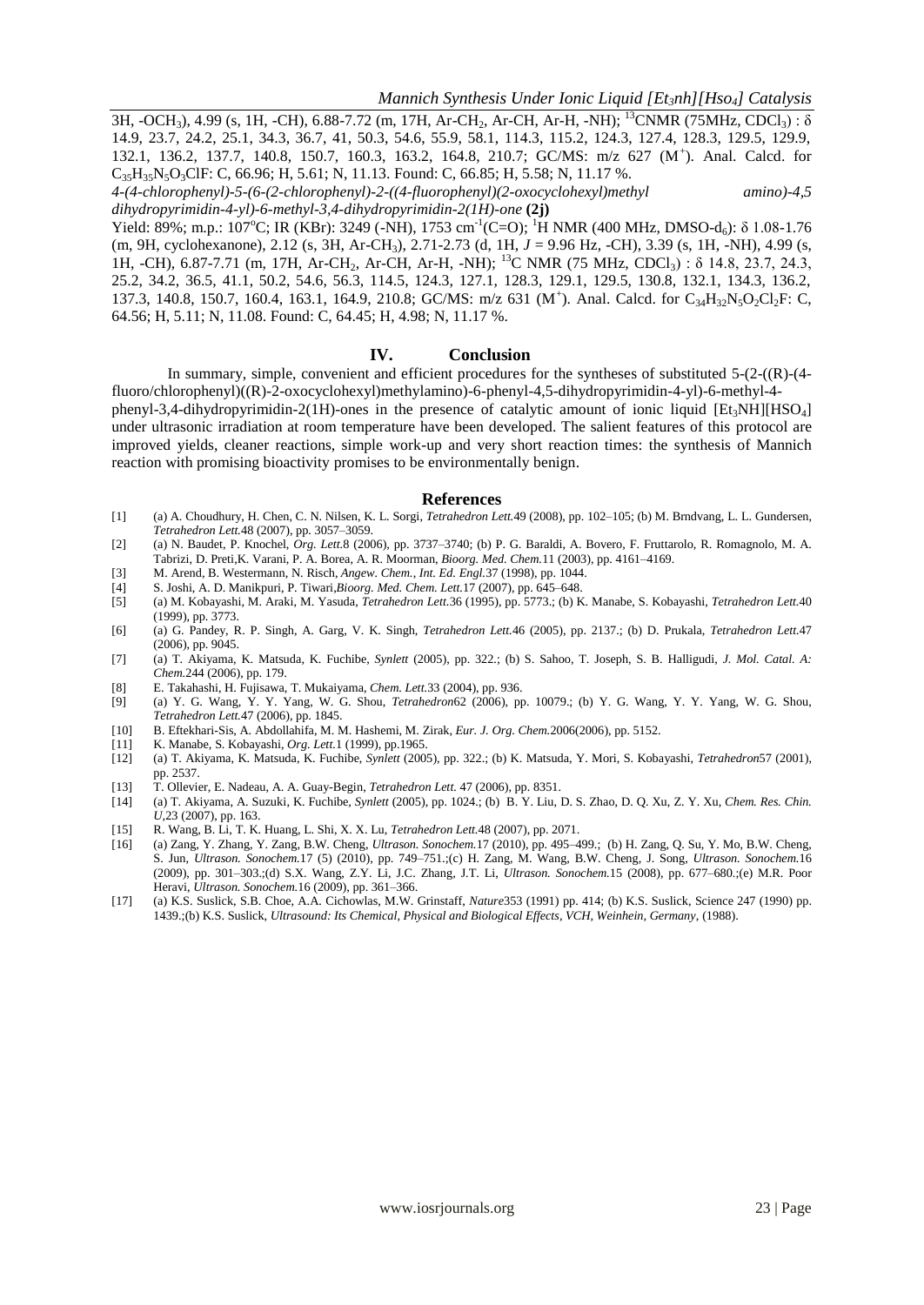3H, -OCH$_3$), 4.99 (s, 1H, -CH), 6.88-7.72 (m, 17H, Ar-CH$_2$, Ar-CH, Ar-H, -NH); $^{13}$CNMR (75MHz, CDCl$_3$) : δ 14.9, 23.7, 24.2, 25.1, 34.3, 36.7, 41, 50.3, 54.6, 55.9, 58.1, 114.3, 115.2, 124.3, 127.4, 128.3, 129.5, 129.9, 132.1, 136.2, 137.7, 140.8, 150.7, 160.3, 163.2, 164.8, 210.7; GC/MS: m/z 627 (M$^+$). Anal. Calcd. for $C_{35}H_{35}N_5O_3ClF$: C, 66.96; H, 5.61; N, 11.13. Found: C, 66.85; H, 5.58; N, 11.17 %.

*4-(4-chlorophenyl)-5-(6-(2-chlorophenyl)-2-((4-fluorophenyl)(2-oxocyclohexyl)methyl amino)-4,5 dihydropyrimidin-4-yl)-6-methyl-3,4-dihydropyrimidin-2(1H)-one* **(2j)**

Yield: 89%; m.p.: 107°C; IR (KBr): 3249 (-NH), 1753 cm$^{-1}$(C=O); $^1$H NMR (400 MHz, DMSO-d$_6$): δ 1.08-1.76 (m, 9H, cyclohexanone), 2.12 (s, 3H, Ar-CH$_3$), 2.71-2.73 (d, 1H, *J* = 9.96 Hz, -CH), 3.39 (s, 1H, -NH), 4.99 (s, 1H, -CH), 6.87-7.71 (m, 17H, Ar-CH$_2$, Ar-CH, Ar-H, -NH); $^{13}$C NMR (75 MHz, CDCl$_3$) : δ 14.8, 23.7, 24.3, 25.2, 34.2, 36.5, 41.1, 50.2, 54.6, 56.3, 114.5, 124.3, 127.1, 128.3, 129.1, 129.5, 130.8, 132.1, 134.3, 136.2, 137.3, 140.8, 150.7, 160.4, 163.1, 164.9, 210.8; GC/MS: m/z 631 (M$^+$). Anal. Calcd. for $C_{34}H_{32}N_5O_2Cl_2F$: C, 64.56; H, 5.11; N, 11.08. Found: C, 64.45; H, 4.98; N, 11.17 %.

## IV. Conclusion

In summary, simple, convenient and efficient procedures for the syntheses of substituted 5-(2-((R)-(4-fluoro/chlorophenyl)((R)-2-oxocyclohexyl)methylamino)-6-phenyl-4,5-dihydropyrimidin-4-yl)-6-methyl-4-phenyl-3,4-dihydropyrimidin-2(1H)-ones in the presence of catalytic amount of ionic liquid [Et$_3$NH][HSO$_4$] under ultrasonic irradiation at room temperature have been developed. The salient features of this protocol are improved yields, cleaner reactions, simple work-up and very short reaction times: the synthesis of Mannich reaction with promising bioactivity promises to be environmentally benign.

## References

[1] (a) A. Choudhury, H. Chen, C. N. Nilsen, K. L. Sorgi, *Tetrahedron Lett.*49 (2008), pp. 102–105; (b) M. Brndvang, L. L. Gundersen, *Tetrahedron Lett.*48 (2007), pp. 3057–3059.

[2] (a) N. Baudet, P. Knochel, *Org. Lett.*8 (2006), pp. 3737–3740; (b) P. G. Baraldi, A. Bovero, F. Fruttarolo, R. Romagnolo, M. A. Tabrizi, D. Preti,K. Varani, P. A. Borea, A. R. Moorman, *Bioorg. Med. Chem.*11 (2003), pp. 4161–4169.

[3] M. Arend, B. Westermann, N. Risch, *Angew. Chem., Int. Ed. Engl.*37 (1998), pp. 1044.

[4] S. Joshi, A. D. Manikpuri, P. Tiwari,*Bioorg. Med. Chem. Lett.*17 (2007), pp. 645–648.

[5] (a) M. Kobayashi, M. Araki, M. Yasuda, *Tetrahedron Lett.*36 (1995), pp. 5773.; (b) K. Manabe, S. Kobayashi, *Tetrahedron Lett.*40 (1999), pp. 3773.

[6] (a) G. Pandey, R. P. Singh, A. Garg, V. K. Singh, *Tetrahedron Lett.*46 (2005), pp. 2137.; (b) D. Prukala, *Tetrahedron Lett.*47 (2006), pp. 9045.

[7] (a) T. Akiyama, K. Matsuda, K. Fuchibe, *Synlett* (2005), pp. 322.; (b) S. Sahoo, T. Joseph, S. B. Halligudi, *J. Mol. Catal. A: Chem.*244 (2006), pp. 179.

[8] E. Takahashi, H. Fujisawa, T. Mukaiyama, *Chem. Lett.*33 (2004), pp. 936.

[9] (a) Y. G. Wang, Y. Y. Yang, W. G. Shou, *Tetrahedron*62 (2006), pp. 10079.; (b) Y. G. Wang, Y. Y. Yang, W. G. Shou, *Tetrahedron Lett.*47 (2006), pp. 1845.

[10] B. Eftekhari-Sis, A. Abdollahifa, M. M. Hashemi, M. Zirak, *Eur. J. Org. Chem.*2006(2006), pp. 5152.

[11] K. Manabe, S. Kobayashi, *Org. Lett.*1 (1999), pp.1965.

[12] (a) T. Akiyama, K. Matsuda, K. Fuchibe, *Synlett* (2005), pp. 322.; (b) K. Matsuda, Y. Mori, S. Kobayashi, *Tetrahedron*57 (2001), pp. 2537.

[13] T. Ollevier, E. Nadeau, A. A. Guay-Begin, *Tetrahedron Lett.* 47 (2006), pp. 8351.

[14] (a) T. Akiyama, A. Suzuki, K. Fuchibe, *Synlett* (2005), pp. 1024.; (b) B. Y. Liu, D. S. Zhao, D. Q. Xu, Z. Y. Xu, *Chem. Res. Chin. U*,23 (2007), pp. 163.

[15] R. Wang, B. Li, T. K. Huang, L. Shi, X. X. Lu, *Tetrahedron Lett.*48 (2007), pp. 2071.

[16] (a) Zang, Y. Zhang, Y. Zang, B.W. Cheng, *Ultrason. Sonochem.*17 (2010), pp. 495–499.; (b) H. Zang, Q. Su, Y. Mo, B.W. Cheng, S. Jun, *Ultrason. Sonochem.*17 (5) (2010), pp. 749–751.;(c) H. Zang, M. Wang, B.W. Cheng, J. Song, *Ultrason. Sonochem.*16 (2009), pp. 301–303.;(d) S.X. Wang, Z.Y. Li, J.C. Zhang, J.T. Li, *Ultrason. Sonochem.*15 (2008), pp. 677–680.;(e) M.R. Poor Heravi, *Ultrason. Sonochem.*16 (2009), pp. 361–366.

[17] (a) K.S. Suslick, S.B. Choe, A.A. Cichowlas, M.W. Grinstaff, *Nature*353 (1991) pp. 414; (b) K.S. Suslick, Science 247 (1990) pp. 1439.;(b) K.S. Suslick, *Ultrasound: Its Chemical, Physical and Biological Effects, VCH, Weinheim, Germany*, (1988).